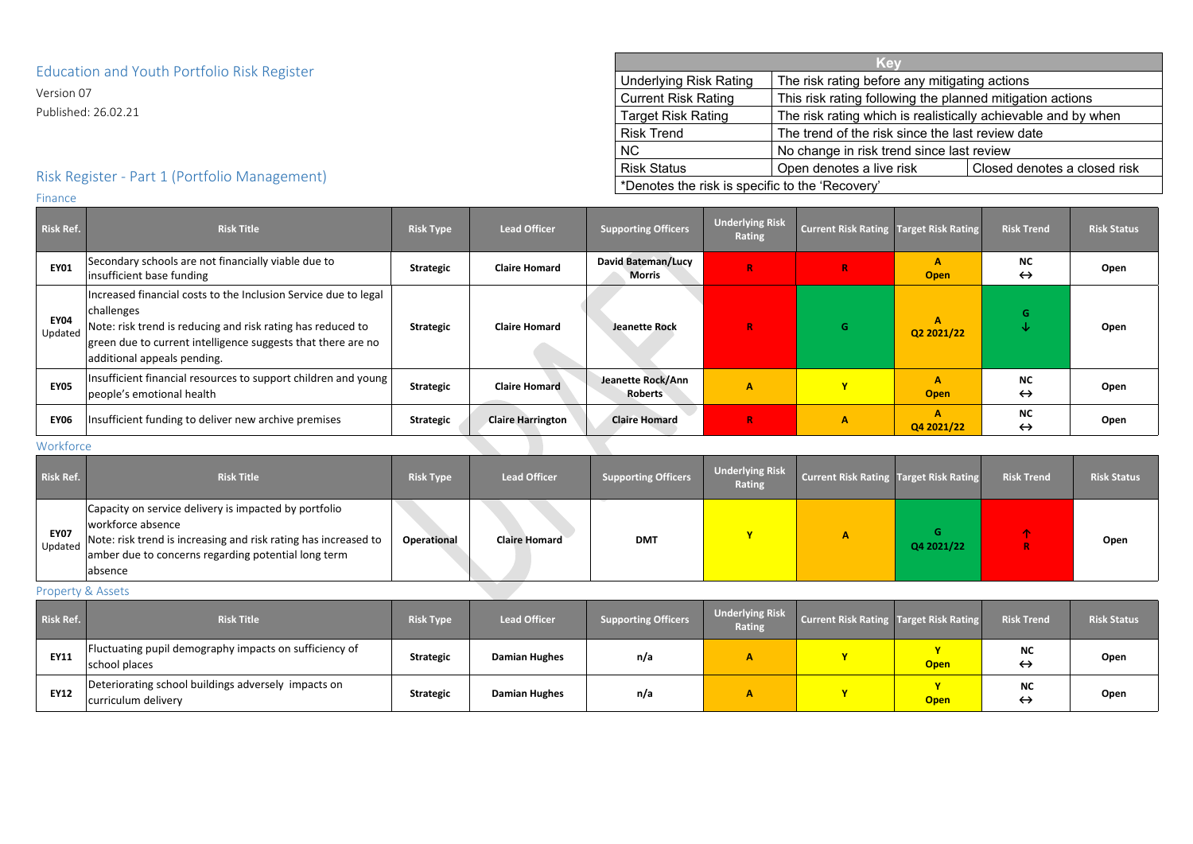# Education and Youth Portfolio Risk Register

Version 07

Published: 26.02.21

| Key | | |
|---|---|---|
| Underlying Risk Rating | The risk rating before any mitigating actions | |
| Current Risk Rating | This risk rating following the planned mitigation actions | |
| Target Risk Rating | The risk rating which is realistically achievable and by when | |
| Risk Trend | The trend of the risk since the last review date | |
| NC | No change in risk trend since last review | |
| Risk Status | Open denotes a live risk | Closed denotes a closed risk |
| *Denotes the risk is specific to the 'Recovery' | | |

## Risk Register - Part 1 (Portfolio Management)

### Finance

| Risk Ref. | Risk Title | Risk Type | Lead Officer | Supporting Officers | Underlying Risk Rating | Current Risk Rating | Target Risk Rating | Risk Trend | Risk Status |
|---|---|---|---|---|---|---|---|---|---|
| **EY01** | Secondary schools are not financially viable due to insufficient base funding | **Strategic** | **Claire Homard** | **David Bateman/Lucy Morris** | **R** | **R** | **A Open** | **NC ↔** | **Open** |
| **EY04** Updated | Increased financial costs to the Inclusion Service due to legal challenges<br>Note: risk trend is reducing and risk rating has reduced to green due to current intelligence suggests that there are no additional appeals pending. | **Strategic** | **Claire Homard** | **Jeanette Rock** | **R** | **G** | **A Q2 2021/22** | **G ↓** | **Open** |
| **EY05** | Insufficient financial resources to support children and young people's emotional health | **Strategic** | **Claire Homard** | **Jeanette Rock/Ann Roberts** | **A** | **Y** | **A Open** | **NC ↔** | **Open** |
| **EY06** | Insufficient funding to deliver new archive premises | **Strategic** | **Claire Harrington** | **Claire Homard** | **R** | **A** | **A Q4 2021/22** | **NC ↔** | **Open** |

### Workforce

| Risk Ref. | Risk Title | Risk Type | Lead Officer | Supporting Officers | Underlying Risk Rating | Current Risk Rating | Target Risk Rating | Risk Trend | Risk Status |
|---|---|---|---|---|---|---|---|---|---|
| **EY07** Updated | Capacity on service delivery is impacted by portfolio workforce absence<br>Note: risk trend is increasing and risk rating has increased to amber due to concerns regarding potential long term absence | **Operational** | **Claire Homard** | **DMT** | **Y** | **A** | **G Q4 2021/22** | **↑ R** | **Open** |

### Property & Assets

| Risk Ref. | Risk Title | Risk Type | Lead Officer | Supporting Officers | Underlying Risk Rating | Current Risk Rating | Target Risk Rating | Risk Trend | Risk Status |
|---|---|---|---|---|---|---|---|---|---|
| **EY11** | Fluctuating pupil demography impacts on sufficiency of school places | **Strategic** | **Damian Hughes** | **n/a** | **A** | **Y** | **Y Open** | **NC ↔** | **Open** |
| **EY12** | Deteriorating school buildings adversely impacts on curriculum delivery | **Strategic** | **Damian Hughes** | **n/a** | **A** | **Y** | **Y Open** | **NC ↔** | **Open** |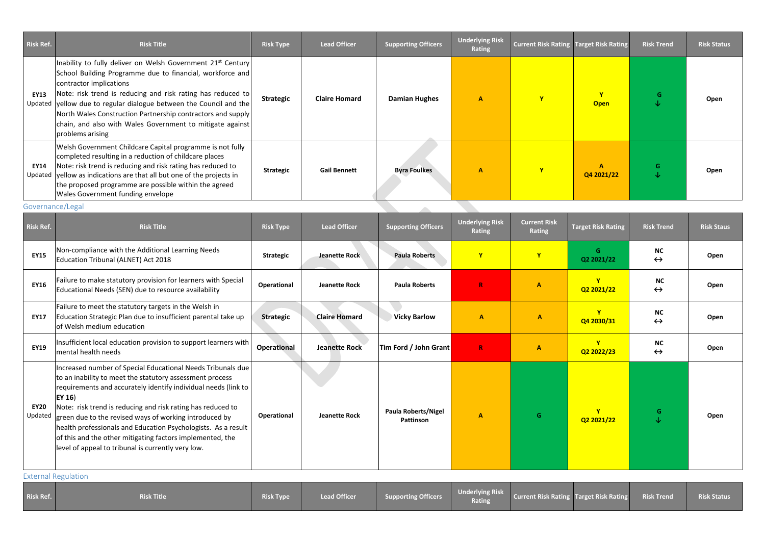| Risk Ref. | Risk Title | Risk Type | Lead Officer | Supporting Officers | Underlying Risk Rating | Current Risk Rating | Target Risk Rating | Risk Trend | Risk Status |
|---|---|---|---|---|---|---|---|---|---|
| **EY13** Updated | Inability to fully deliver on Welsh Government 21st Century School Building Programme due to financial, workforce and contractor implications Note: risk trend is reducing and risk rating has reduced to yellow due to regular dialogue between the Council and the North Wales Construction Partnership contractors and supply chain, and also with Wales Government to mitigate against problems arising | **Strategic** | **Claire Homard** | **Damian Hughes** | A | Y | Y Open | G ↓ | Open |
| **EY14** Updated | Welsh Government Childcare Capital programme is not fully completed resulting in a reduction of childcare places Note: risk trend is reducing and risk rating has reduced to yellow as indications are that all but one of the projects in the proposed programme are possible within the agreed Wales Government funding envelope | **Strategic** | **Gail Bennett** | **Byra Foulkes** | A | Y | A Q4 2021/22 | G ↓ | Open |

Governance/Legal

| Risk Ref. | Risk Title | Risk Type | Lead Officer | Supporting Officers | Underlying Risk Rating | Current Risk Rating | Target Risk Rating | Risk Trend | Risk Staus |
|---|---|---|---|---|---|---|---|---|---|
| **EY15** | Non-compliance with the Additional Learning Needs Education Tribunal (ALNET) Act 2018 | **Strategic** | **Jeanette Rock** | **Paula Roberts** | Y | Y | G Q2 2021/22 | NC ↔ | Open |
| **EY16** | Failure to make statutory provision for learners with Special Educational Needs (SEN) due to resource availability | **Operational** | **Jeanette Rock** | **Paula Roberts** | R | A | Y Q2 2021/22 | NC ↔ | Open |
| **EY17** | Failure to meet the statutory targets in the Welsh in Education Strategic Plan due to insufficient parental take up of Welsh medium education | **Strategic** | **Claire Homard** | **Vicky Barlow** | A | A | Y Q4 2030/31 | NC ↔ | Open |
| **EY19** | Insufficient local education provision to support learners with mental health needs | **Operational** | **Jeanette Rock** | **Tim Ford / John Grant** | R | A | Y Q2 2022/23 | NC ↔ | Open |
| **EY20** Updated | Increased number of Special Educational Needs Tribunals due to an inability to meet the statutory assessment process requirements and accurately identify individual needs (link to **EY 16**) Note: risk trend is reducing and risk rating has reduced to green due to the revised ways of working introduced by health professionals and Education Psychologists. As a result of this and the other mitigating factors implemented, the level of appeal to tribunal is currently very low. | **Operational** | **Jeanette Rock** | **Paula Roberts/Nigel Pattinson** | A | G | Y Q2 2021/22 | G ↓ | Open |

External Regulation

| Risk Ref. | Risk Title | Risk Type | Lead Officer | Supporting Officers | Underlying Risk Rating | Current Risk Rating | Target Risk Rating | Risk Trend | Risk Status |
|---|---|---|---|---|---|---|---|---|---|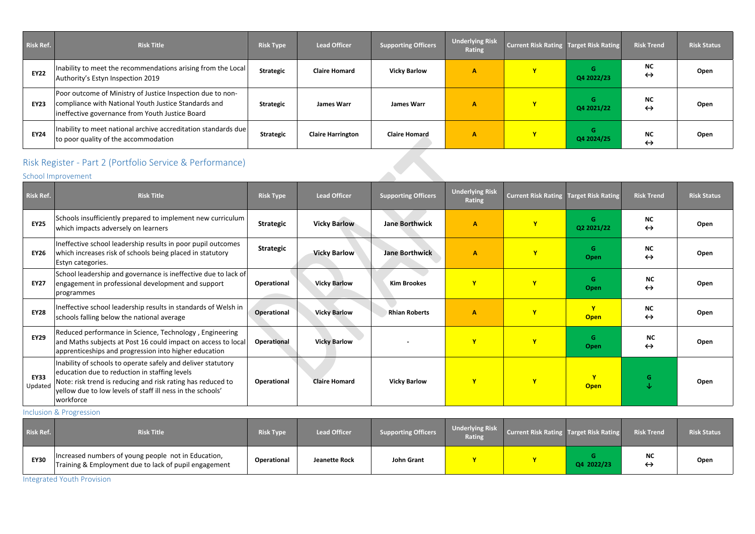| Risk Ref. | Risk Title | Risk Type | Lead Officer | Supporting Officers | Underlying Risk Rating | Current Risk Rating | Target Risk Rating | Risk Trend | Risk Status |
|---|---|---|---|---|---|---|---|---|---|
| EY22 | Inability to meet the recommendations arising from the Local Authority's Estyn Inspection 2019 | Strategic | Claire Homard | Vicky Barlow | A | Y | G Q4 2022/23 | NC ↔ | Open |
| EY23 | Poor outcome of Ministry of Justice Inspection due to non-compliance with National Youth Justice Standards and ineffective governance from Youth Justice Board | Strategic | James Warr | James Warr | A | Y | G Q4 2021/22 | NC ↔ | Open |
| EY24 | Inability to meet national archive accreditation standards due to poor quality of the accommodation | Strategic | Claire Harrington | Claire Homard | A | Y | G Q4 2024/25 | NC ↔ | Open |

## Risk Register - Part 2 (Portfolio Service & Performance)

### School Improvement

| Risk Ref. | Risk Title | Risk Type | Lead Officer | Supporting Officers | Underlying Risk Rating | Current Risk Rating | Target Risk Rating | Risk Trend | Risk Status |
|---|---|---|---|---|---|---|---|---|---|
| EY25 | Schools insufficiently prepared to implement new curriculum which impacts adversely on learners | Strategic | Vicky Barlow | Jane Borthwick | A | Y | G Q2 2021/22 | NC ↔ | Open |
| EY26 | Ineffective school leadership results in poor pupil outcomes which increases risk of schools being placed in statutory Estyn categories. | Strategic | Vicky Barlow | Jane Borthwick | A | Y | G Open | NC ↔ | Open |
| EY27 | School leadership and governance is ineffective due to lack of engagement in professional development and support programmes | Operational | Vicky Barlow | Kim Brookes | Y | Y | G Open | NC ↔ | Open |
| EY28 | Ineffective school leadership results in standards of Welsh in schools falling below the national average | Operational | Vicky Barlow | Rhian Roberts | A | Y | Y Open | NC ↔ | Open |
| EY29 | Reduced performance in Science, Technology , Engineering and Maths subjects at Post 16 could impact on access to local apprenticeships and progression into higher education | Operational | Vicky Barlow | - | Y | Y | G Open | NC ↔ | Open |
| EY33 Updated | Inability of schools to operate safely and deliver statutory education due to reduction in staffing levels<br>Note: risk trend is reducing and risk rating has reduced to yellow due to low levels of staff ill ness in the schools' workforce | Operational | Claire Homard | Vicky Barlow | Y | Y | Y Open | G ↓ | Open |

### Inclusion & Progression

| Risk Ref. | Risk Title | Risk Type | Lead Officer | Supporting Officers | Underlying Risk Rating | Current Risk Rating | Target Risk Rating | Risk Trend | Risk Status |
|---|---|---|---|---|---|---|---|---|---|
| EY30 | Increased numbers of young people not in Education, Training & Employment due to lack of pupil engagement | Operational | Jeanette Rock | John Grant | Y | Y | G Q4 2022/23 | NC ↔ | Open |

### Integrated Youth Provision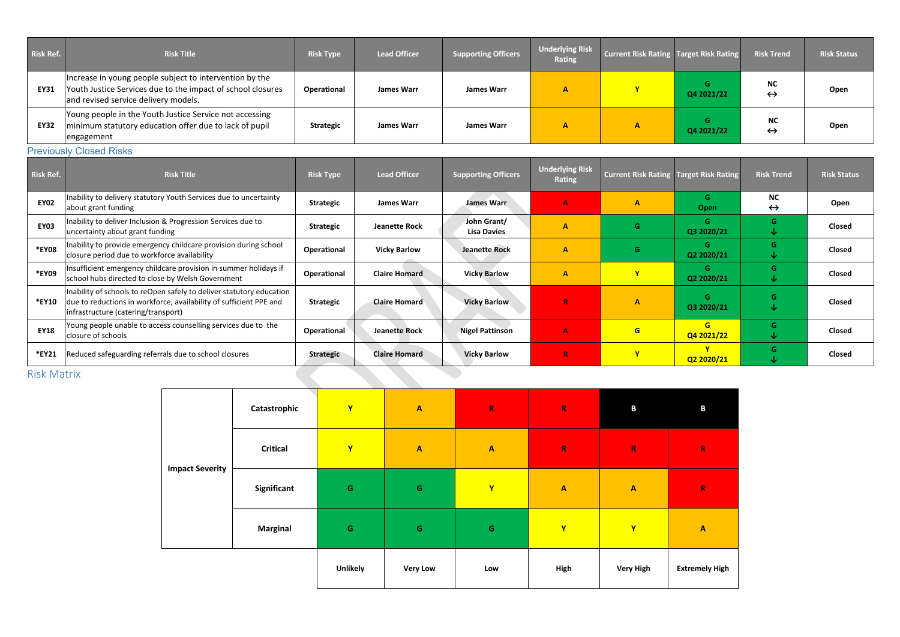| Risk Ref. | Risk Title | Risk Type | Lead Officer | Supporting Officers | Underlying Risk Rating | Current Risk Rating | Target Risk Rating | Risk Trend | Risk Status |
|---|---|---|---|---|---|---|---|---|---|
| EY31 | Increase in young people subject to intervention by the Youth Justice Services due to the impact of school closures and revised service delivery models. | Operational | James Warr | James Warr | A | Y | G Q4 2021/22 | NC ↔ | Open |
| EY32 | Young people in the Youth Justice Service not accessing minimum statutory education offer due to lack of pupil engagement | Strategic | James Warr | James Warr | A | A | G Q4 2021/22 | NC ↔ | Open |

## Previously Closed Risks

| Risk Ref. | Risk Title | Risk Type | Lead Officer | Supporting Officers | Underlying Risk Rating | Current Risk Rating | Target Risk Rating | Risk Trend | Risk Status |
|---|---|---|---|---|---|---|---|---|---|
| EY02 | Inability to delivery statutory Youth Services due to uncertainty about grant funding | Strategic | James Warr | James Warr | A | A | G Open | NC ↔ | Open |
| EY03 | Inability to deliver Inclusion & Progression Services due to uncertainty about grant funding | Strategic | Jeanette Rock | John Grant/ Lisa Davies | A | G | G Q3 2020/21 | G ↓ | Closed |
| *EY08 | Inability to provide emergency childcare provision during school closure period due to workforce availability | Operational | Vicky Barlow | Jeanette Rock | A | G | G Q2 2020/21 | G ↓ | Closed |
| *EY09 | Insufficient emergency childcare provision in summer holidays if school hubs directed to close by Welsh Government | Operational | Claire Homard | Vicky Barlow | A | Y | G Q2 2020/21 | G ↓ | Closed |
| *EY10 | Inability of schools to reOpen safely to deliver statutory education due to reductions in workforce, availability of sufficient PPE and infrastructure (catering/transport) | Strategic | Claire Homard | Vicky Barlow | R | A | G Q3 2020/21 | G ↓ | Closed |
| EY18 | Young people unable to access counselling services due to the closure of schools | Operational | Jeanette Rock | Nigel Pattinson | A | G | G Q4 2021/22 | G ↓ | Closed |
| *EY21 | Reduced safeguarding referrals due to school closures | Strategic | Claire Homard | Vicky Barlow | R | Y | Y Q2 2020/21 | G ↓ | Closed |

## Risk Matrix

| Impact Severity | | | | | | | |
|---|---|---|---|---|---|---|---|
| | Catastrophic | Y | A | R | R | B | B |
| | Critical | Y | A | A | R | R | R |
| | Significant | G | G | Y | A | A | R |
| | Marginal | G | G | G | Y | Y | A |
| | | Unlikely | Very Low | Low | High | Very High | Extremely High |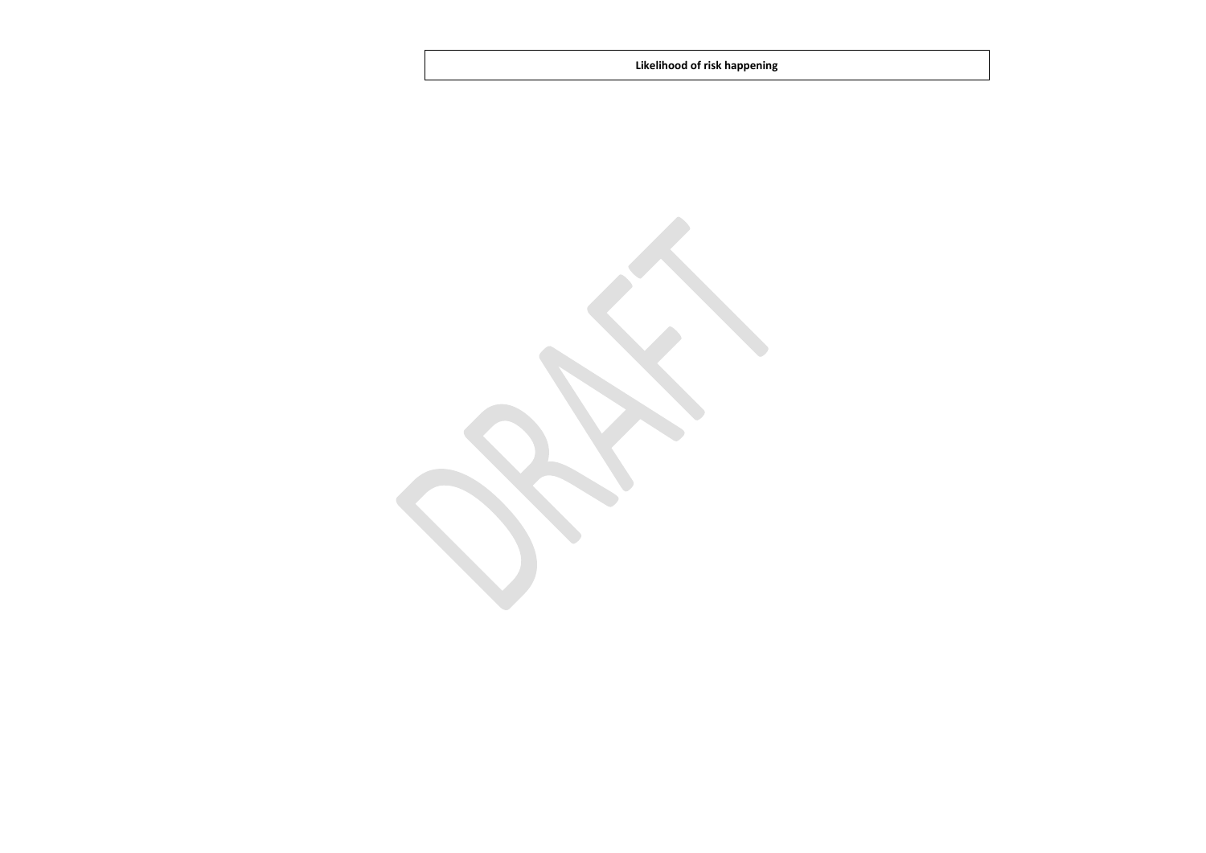| Likelihood of risk happening |
| --- |